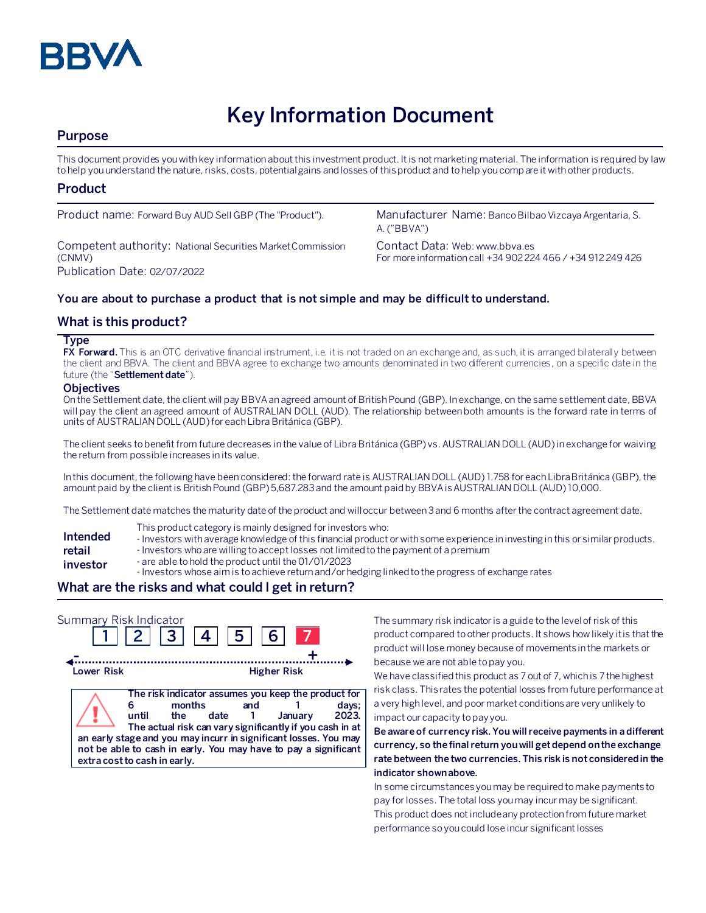BBVA

# Key Information Document

## Purpose

This document provides you with key information about this investment product. It is not marketing material. The information is required by law to help you understand the nature, risks, costs, potential gains and losses of this product and to help you compare it with other products.

## Product

Product name: Forward Buy AUD Sell GBP (The "Product").

Competent authority: National Securities Market Commission (CNMV)

Publication Date: 02/07/2022

Manufacturer Name: Banco Bilbao Vizcaya Argentaria, S. A. ("BBVA")

Contact Data: Web: www.bbva.es
For more information call +34 902 224 466 / +34 912 249 426

**You are about to purchase a product that is not simple and may be difficult to understand.**

## What is this product?

### Type

**FX Forward.** This is an OTC derivative financial instrument, i.e. it is not traded on an exchange and, as such, it is arranged bilaterally between the client and BBVA. The client and BBVA agree to exchange two amounts denominated in two different currencies, on a specific date in the future (the "**Settlement date**").

### Objectives

On the Settlement date, the client will pay BBVA an agreed amount of British Pound (GBP). In exchange, on the same settlement date, BBVA will pay the client an agreed amount of AUSTRALIAN DOLL (AUD). The relationship between both amounts is the forward rate in terms of units of AUSTRALIAN DOLL (AUD) for each Libra Británica (GBP).

The client seeks to benefit from future decreases in the value of Libra Británica (GBP) vs. AUSTRALIAN DOLL (AUD) in exchange for waiving the return from possible increases in its value.

In this document, the following have been considered: the forward rate is AUSTRALIAN DOLL (AUD) 1.758 for each Libra Británica (GBP), the amount paid by the client is British Pound (GBP) 5,687.283 and the amount paid by BBVA is AUSTRALIAN DOLL (AUD) 10,000.

The Settlement date matches the maturity date of the product and will occur between 3 and 6 months after the contract agreement date.

**Intended retail investor**

This product category is mainly designed for investors who:
- Investors with average knowledge of this financial product or with some experience in investing in this or similar products.
- Investors who are willing to accept losses not limited to the payment of a premium
- are able to hold the product until the 01/01/2023
- Investors whose aim is to achieve return and/or hedging linked to the progress of exchange rates

## What are the risks and what could I get in return?

Summary Risk Indicator

1 | 2 | 3 | 4 | 5 | 6 | **7**

Lower Risk ← → Higher Risk

**The risk indicator assumes you keep the product for 6 months and 1 days; until the date 1 January 2023. The actual risk can vary significantly if you cash in at an early stage and you may incurr in significant losses. You may not be able to cash in early. You may have to pay a significant extra cost to cash in early.**

The summary risk indicator is a guide to the level of risk of this product compared to other products. It shows how likely it is that the product will lose money because of movements in the markets or because we are not able to pay you.

We have classified this product as 7 out of 7, which is 7 the highest risk class. This rates the potential losses from future performance at a very high level, and poor market conditions are very unlikely to impact our capacity to pay you.

**Be aware of currency risk. You will receive payments in a different currency, so the final return you will get depend on the exchange rate between the two currencies. This risk is not considered in the indicator shown above.**

In some circumstances you may be required to make payments to pay for losses. The total loss you may incur may be significant.

This product does not include any protection from future market performance so you could lose incur significant losses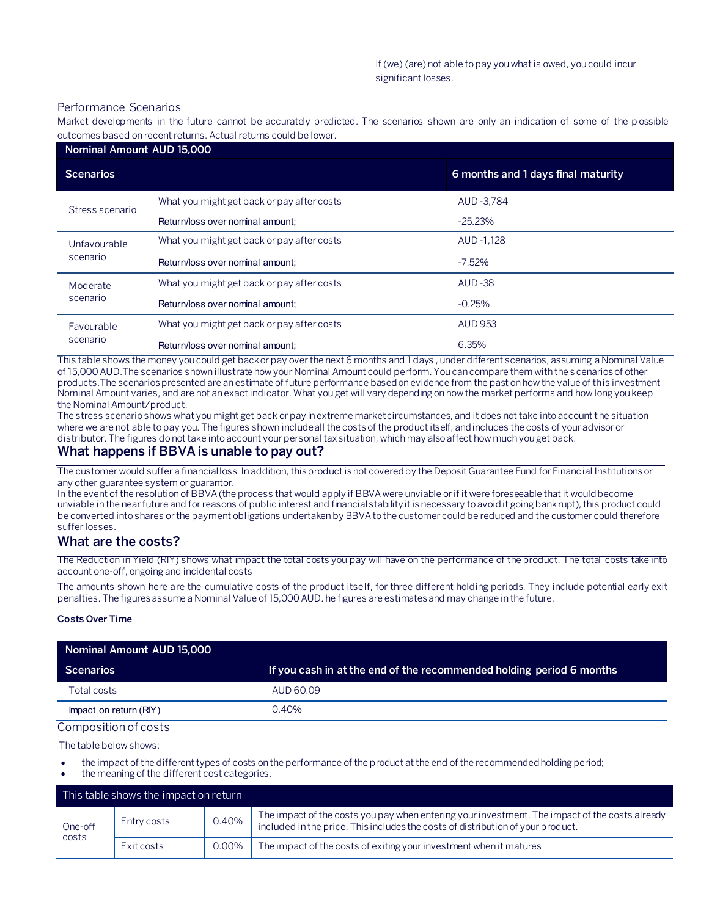If (we) (are) not able to pay you what is owed, you could incur significant losses.

### Performance Scenarios

Market developments in the future cannot be accurately predicted. The scenarios shown are only an indication of some of the possible outcomes based on recent returns. Actual returns could be lower.

| Nominal Amount AUD 15,000 | | |
|---|---|---|
| **Scenarios** | | **6 months and 1 days final maturity** |
| Stress scenario | What you might get back or pay after costs | AUD -3,784 |
| | Return/loss over nominal amount; | -25.23% |
| Unfavourable scenario | What you might get back or pay after costs | AUD -1,128 |
| | Return/loss over nominal amount; | -7.52% |
| Moderate scenario | What you might get back or pay after costs | AUD -38 |
| | Return/loss over nominal amount; | -0.25% |
| Favourable scenario | What you might get back or pay after costs | AUD 953 |
| | Return/loss over nominal amount; | 6.35% |

This table shows the money you could get back or pay over the next 6 months and 1 days , under different scenarios, assuming a Nominal Value of 15,000 AUD.The scenarios shown illustrate how your Nominal Amount could perform. You can compare them with the s cenarios of other products.The scenarios presented are an estimate of future performance based on evidence from the past on how the value of this investment Nominal Amount varies, and are not an exact indicator. What you get will vary depending on how the market performs and how long you keep the Nominal Amount/product.

The stress scenario shows what you might get back or pay in extreme market circumstances, and it does not take into account the situation where we are not able to pay you. The figures shown include all the costs of the product itself, and includes the costs of your advisor or distributor. The figures do not take into account your personal tax situation, which may also affect how much you get back.

## What happens if BBVA is unable to pay out?

The customer would suffer a financial loss. In addition, this product is not covered by the Deposit Guarantee Fund for Financial Institutions or any other guarantee system or guarantor.

In the event of the resolution of BBVA (the process that would apply if BBVA were unviable or if it were foreseeable that it would become unviable in the near future and for reasons of public interest and financial stability it is necessary to avoid it going bankrupt), this product could be converted into shares or the payment obligations undertaken by BBVA to the customer could be reduced and the customer could therefore suffer losses.

## What are the costs?

The Reduction in Yield (RIY) shows what impact the total costs you pay will have on the performance of the product. The total costs take into account one-off, ongoing and incidental costs

The amounts shown here are the cumulative costs of the product itself, for three different holding periods. They include potential early exit penalties. The figures assume a Nominal Value of 15,000 AUD. he figures are estimates and may change in the future.

**Costs Over Time**

| Nominal Amount AUD 15,000 | |
|---|---|
| **Scenarios** | **If you cash in at the end of the recommended holding period 6 months** |
| Total costs | AUD 60.09 |
| Impact on return (RIY) | 0.40% |

### Composition of costs

The table below shows:

- the impact of the different types of costs on the performance of the product at the end of the recommended holding period;
- the meaning of the different cost categories.

| This table shows the impact on return | | | |
|---|---|---|---|
| One-off costs | Entry costs | 0.40% | The impact of the costs you pay when entering your investment. The impact of the costs already included in the price. This includes the costs of distribution of your product. |
| | Exit costs | 0.00% | The impact of the costs of exiting your investment when it matures |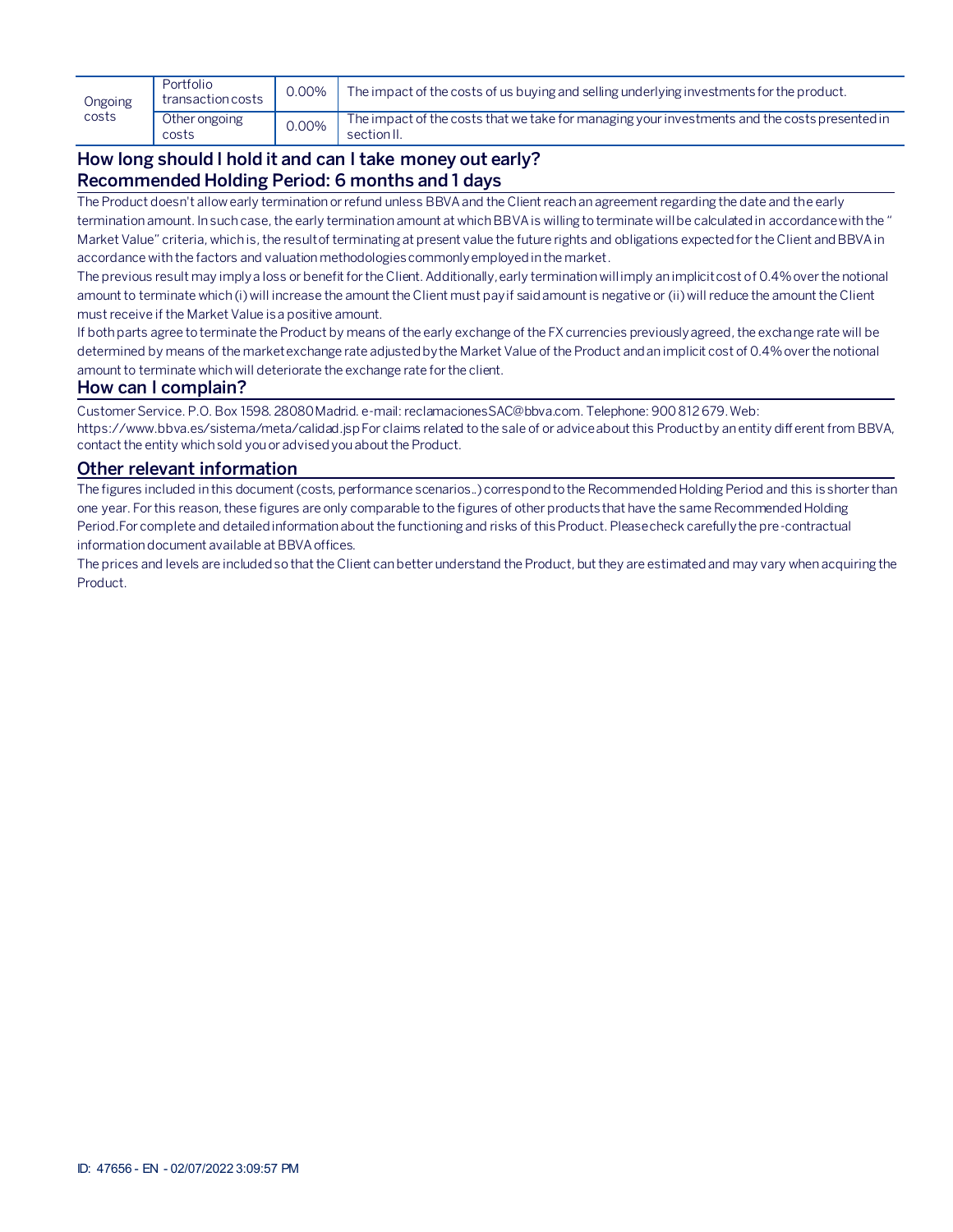| | | | |
|---|---|---|---|
| Ongoing costs | Portfolio transaction costs | 0.00% | The impact of the costs of us buying and selling underlying investments for the product. |
| | Other ongoing costs | 0.00% | The impact of the costs that we take for managing your investments and the costs presented in section II. |

## How long should I hold it and can I take money out early?
## Recommended Holding Period: 6 months and 1 days

The Product doesn't allow early termination or refund unless BBVA and the Client reach an agreement regarding the date and the early termination amount. In such case, the early termination amount at which BBVA is willing to terminate will be calculated in accordance with the " Market Value" criteria, which is, the result of terminating at present value the future rights and obligations expected for the Client and BBVA in accordance with the factors and valuation methodologies commonly employed in the market.

The previous result may imply a loss or benefit for the Client. Additionally, early termination will imply an implicit cost of 0.4% over the notional amount to terminate which (i) will increase the amount the Client must pay if said amount is negative or (ii) will reduce the amount the Client must receive if the Market Value is a positive amount.

If both parts agree to terminate the Product by means of the early exchange of the FX currencies previously agreed, the exchange rate will be determined by means of the market exchange rate adjusted by the Market Value of the Product and an implicit cost of 0.4% over the notional amount to terminate which will deteriorate the exchange rate for the client.

## How can I complain?

Customer Service. P.O. Box 1598. 28080 Madrid. e-mail: reclamacionesSAC@bbva.com. Telephone: 900 812 679. Web: https://www.bbva.es/sistema/meta/calidad.jsp For claims related to the sale of or advice about this Product by an entity different from BBVA, contact the entity which sold you or advised you about the Product.

## Other relevant information

The figures included in this document (costs, performance scenarios..) correspond to the Recommended Holding Period and this is shorter than one year. For this reason, these figures are only comparable to the figures of other products that have the same Recommended Holding Period.For complete and detailed information about the functioning and risks of this Product. Please check carefully the pre-contractual information document available at BBVA offices.

The prices and levels are included so that the Client can better understand the Product, but they are estimated and may vary when acquiring the Product.

ID: 47656 - EN - 02/07/2022 3:09:57 PM